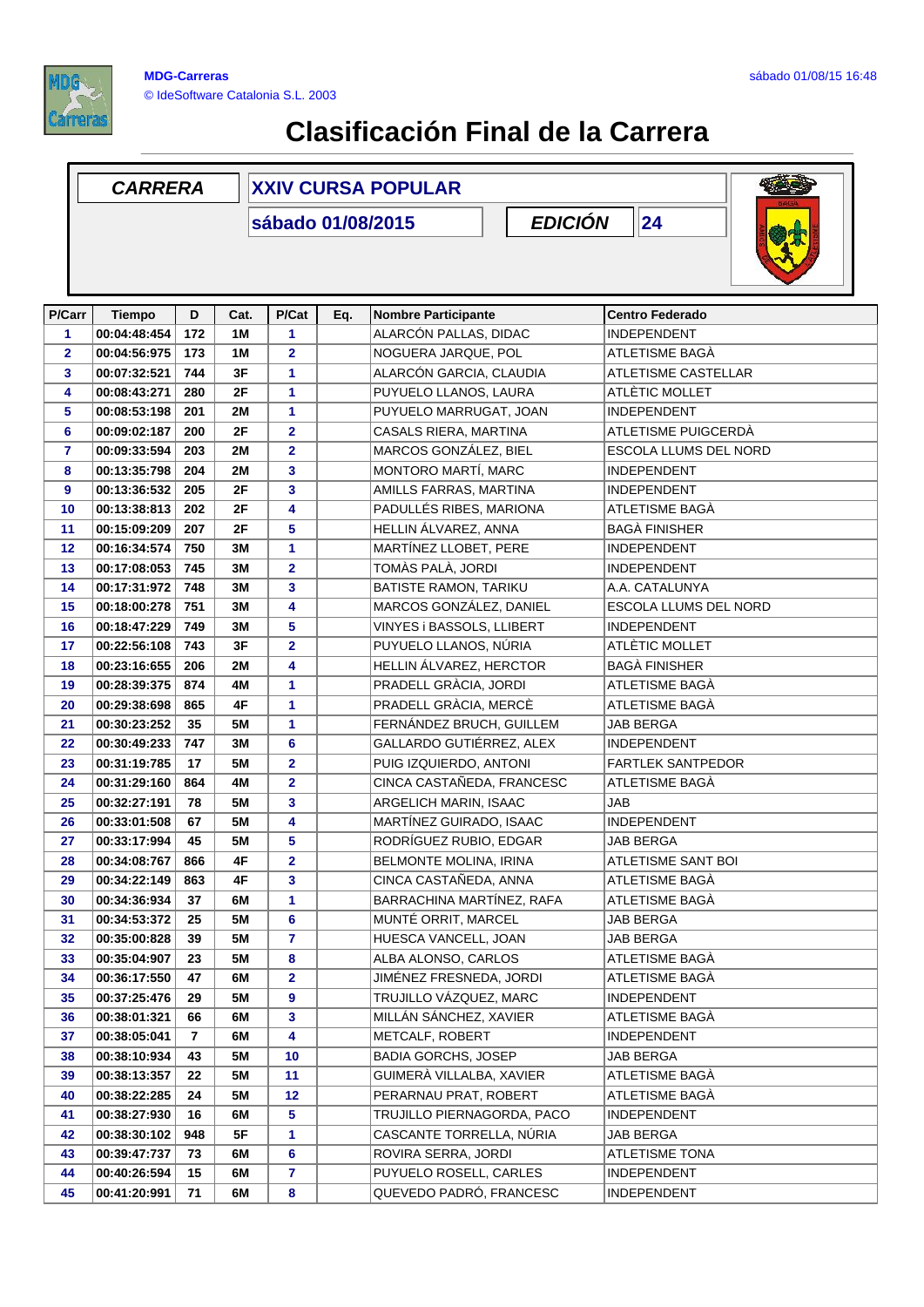MDG-Carreras
© IdeSoftware Catalonia S.L. 2003

sábado 01/08/15 16:48

# Clasificación Final de la Carrera

| CARRERA | XXIV CURSA POPULAR | | |
|---|---|---|---|
| | sábado 01/08/2015 | EDICIÓN | 24 |

| P/Carr | Tiempo | D | Cat. | P/Cat | Eq. | Nombre Participante | Centro Federado |
|---|---|---|---|---|---|---|---|
| 1 | 00:04:48:454 | 172 | 1M | 1 | | ALARCÓN PALLAS, DIDAC | INDEPENDENT |
| 2 | 00:04:56:975 | 173 | 1M | 2 | | NOGUERA JARQUE, POL | ATLETISME BAGÀ |
| 3 | 00:07:32:521 | 744 | 3F | 1 | | ALARCÓN GARCIA, CLAUDIA | ATLETISME CASTELLAR |
| 4 | 00:08:43:271 | 280 | 2F | 1 | | PUYUELO LLANOS, LAURA | ATLÈTIC MOLLET |
| 5 | 00:08:53:198 | 201 | 2M | 1 | | PUYUELO MARRUGAT, JOAN | INDEPENDENT |
| 6 | 00:09:02:187 | 200 | 2F | 2 | | CASALS RIERA, MARTINA | ATLETISME PUIGCERDÀ |
| 7 | 00:09:33:594 | 203 | 2M | 2 | | MARCOS GONZÁLEZ, BIEL | ESCOLA LLUMS DEL NORD |
| 8 | 00:13:35:798 | 204 | 2M | 3 | | MONTORO MARTÍ, MARC | INDEPENDENT |
| 9 | 00:13:36:532 | 205 | 2F | 3 | | AMILLS FARRAS, MARTINA | INDEPENDENT |
| 10 | 00:13:38:813 | 202 | 2F | 4 | | PADULLÉS RIBES, MARIONA | ATLETISME BAGÀ |
| 11 | 00:15:09:209 | 207 | 2F | 5 | | HELLIN ÁLVAREZ, ANNA | BAGÀ FINISHER |
| 12 | 00:16:34:574 | 750 | 3M | 1 | | MARTÍNEZ LLOBET, PERE | INDEPENDENT |
| 13 | 00:17:08:053 | 745 | 3M | 2 | | TOMÀS PALÀ, JORDI | INDEPENDENT |
| 14 | 00:17:31:972 | 748 | 3M | 3 | | BATISTE RAMON, TARIKU | A.A. CATALUNYA |
| 15 | 00:18:00:278 | 751 | 3M | 4 | | MARCOS GONZÁLEZ, DANIEL | ESCOLA LLUMS DEL NORD |
| 16 | 00:18:47:229 | 749 | 3M | 5 | | VINYES i BASSOLS, LLIBERT | INDEPENDENT |
| 17 | 00:22:56:108 | 743 | 3F | 2 | | PUYUELO LLANOS, NÚRIA | ATLÈTIC MOLLET |
| 18 | 00:23:16:655 | 206 | 2M | 4 | | HELLIN ÁLVAREZ, HERCTOR | BAGÀ FINISHER |
| 19 | 00:28:39:375 | 874 | 4M | 1 | | PRADELL GRÀCIA, JORDI | ATLETISME BAGÀ |
| 20 | 00:29:38:698 | 865 | 4F | 1 | | PRADELL GRÀCIA, MERCÈ | ATLETISME BAGÀ |
| 21 | 00:30:23:252 | 35 | 5M | 1 | | FERNÁNDEZ BRUCH, GUILLEM | JAB BERGA |
| 22 | 00:30:49:233 | 747 | 3M | 6 | | GALLARDO GUTIÉRREZ, ALEX | INDEPENDENT |
| 23 | 00:31:19:785 | 17 | 5M | 2 | | PUIG IZQUIERDO, ANTONI | FARTLEK SANTPEDOR |
| 24 | 00:31:29:160 | 864 | 4M | 2 | | CINCA CASTAÑEDA, FRANCESC | ATLETISME BAGÀ |
| 25 | 00:32:27:191 | 78 | 5M | 3 | | ARGELICH MARIN, ISAAC | JAB |
| 26 | 00:33:01:508 | 67 | 5M | 4 | | MARTÍNEZ GUIRADO, ISAAC | INDEPENDENT |
| 27 | 00:33:17:994 | 45 | 5M | 5 | | RODRÍGUEZ RUBIO, EDGAR | JAB BERGA |
| 28 | 00:34:08:767 | 866 | 4F | 2 | | BELMONTE MOLINA, IRINA | ATLETISME SANT BOI |
| 29 | 00:34:22:149 | 863 | 4F | 3 | | CINCA CASTAÑEDA, ANNA | ATLETISME BAGÀ |
| 30 | 00:34:36:934 | 37 | 6M | 1 | | BARRACHINA MARTÍNEZ, RAFA | ATLETISME BAGÀ |
| 31 | 00:34:53:372 | 25 | 5M | 6 | | MUNTÉ ORRIT, MARCEL | JAB BERGA |
| 32 | 00:35:00:828 | 39 | 5M | 7 | | HUESCA VANCELL, JOAN | JAB BERGA |
| 33 | 00:35:04:907 | 23 | 5M | 8 | | ALBA ALONSO, CARLOS | ATLETISME BAGÀ |
| 34 | 00:36:17:550 | 47 | 6M | 2 | | JIMÉNEZ FRESNEDA, JORDI | ATLETISME BAGÀ |
| 35 | 00:37:25:476 | 29 | 5M | 9 | | TRUJILLO VÁZQUEZ, MARC | INDEPENDENT |
| 36 | 00:38:01:321 | 66 | 6M | 3 | | MILLÁN SÁNCHEZ, XAVIER | ATLETISME BAGÀ |
| 37 | 00:38:05:041 | 7 | 6M | 4 | | METCALF, ROBERT | INDEPENDENT |
| 38 | 00:38:10:934 | 43 | 5M | 10 | | BADIA GORCHS, JOSEP | JAB BERGA |
| 39 | 00:38:13:357 | 22 | 5M | 11 | | GUIMERÀ VILLALBA, XAVIER | ATLETISME BAGÀ |
| 40 | 00:38:22:285 | 24 | 5M | 12 | | PERARNAU PRAT, ROBERT | ATLETISME BAGÀ |
| 41 | 00:38:27:930 | 16 | 6M | 5 | | TRUJILLO PIERNAGORDA, PACO | INDEPENDENT |
| 42 | 00:38:30:102 | 948 | 5F | 1 | | CASCANTE TORRELLA, NÚRIA | JAB BERGA |
| 43 | 00:39:47:737 | 73 | 6M | 6 | | ROVIRA SERRA, JORDI | ATLETISME TONA |
| 44 | 00:40:26:594 | 15 | 6M | 7 | | PUYUELO ROSELL, CARLES | INDEPENDENT |
| 45 | 00:41:20:991 | 71 | 6M | 8 | | QUEVEDO PADRÓ, FRANCESC | INDEPENDENT |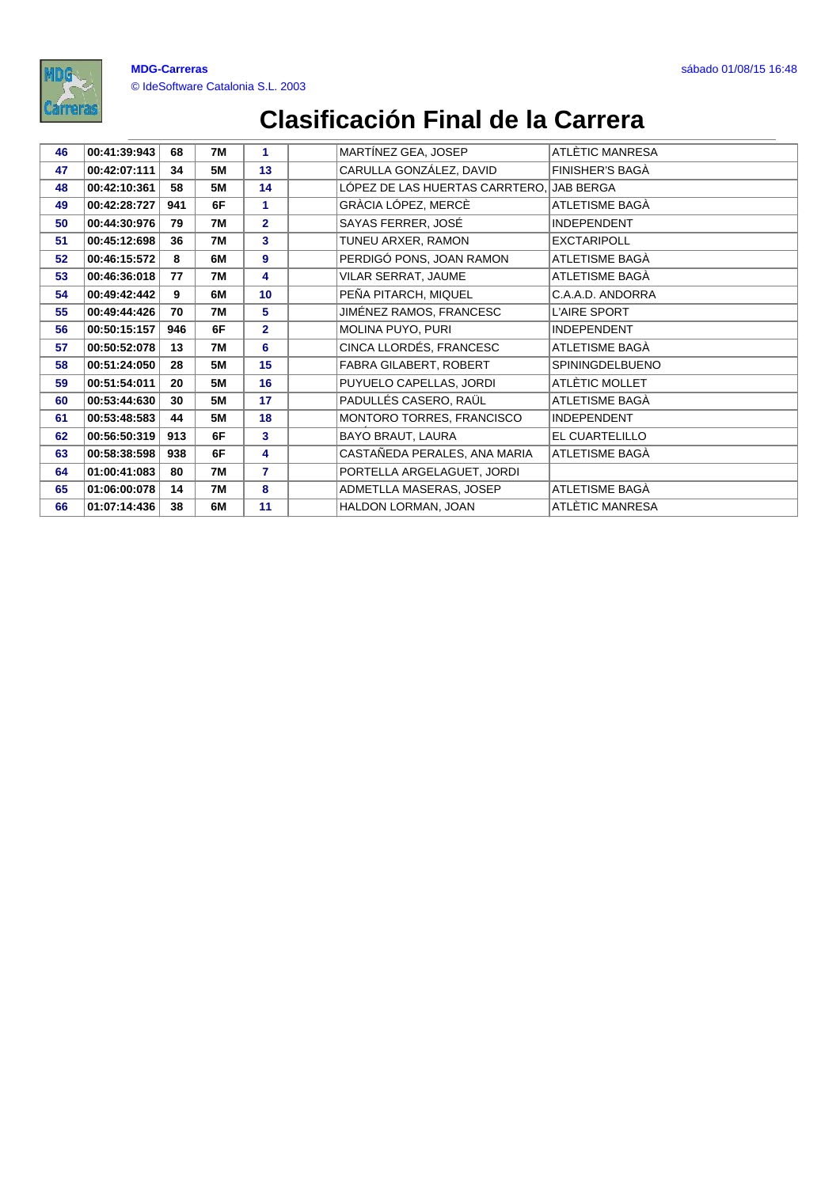# Clasificación Final de la Carrera

| | | | | | | | |
|---|---|---|---|---|---|---|---|
| 46 | 00:41:39:943 | 68 | 7M | 1 | | MARTÍNEZ GEA, JOSEP | ATLÈTIC MANRESA |
| 47 | 00:42:07:111 | 34 | 5M | 13 | | CARULLA GONZÁLEZ, DAVID | FINISHER'S BAGÀ |
| 48 | 00:42:10:361 | 58 | 5M | 14 | | LÓPEZ DE LAS HUERTAS CARRTERO, | JAB BERGA |
| 49 | 00:42:28:727 | 941 | 6F | 1 | | GRÀCIA LÓPEZ, MERCÈ | ATLETISME BAGÀ |
| 50 | 00:44:30:976 | 79 | 7M | 2 | | SAYAS FERRER, JOSÉ | INDEPENDENT |
| 51 | 00:45:12:698 | 36 | 7M | 3 | | TUNEU ARXER, RAMON | EXCTARIPOLL |
| 52 | 00:46:15:572 | 8 | 6M | 9 | | PERDIGÓ PONS, JOAN RAMON | ATLETISME BAGÀ |
| 53 | 00:46:36:018 | 77 | 7M | 4 | | VILAR SERRAT, JAUME | ATLETISME BAGÀ |
| 54 | 00:49:42:442 | 9 | 6M | 10 | | PEÑA PITARCH, MIQUEL | C.A.A.D. ANDORRA |
| 55 | 00:49:44:426 | 70 | 7M | 5 | | JIMÉNEZ RAMOS, FRANCESC | L'AIRE SPORT |
| 56 | 00:50:15:157 | 946 | 6F | 2 | | MOLINA PUYO, PURI | INDEPENDENT |
| 57 | 00:50:52:078 | 13 | 7M | 6 | | CINCA LLORDÉS, FRANCESC | ATLETISME BAGÀ |
| 58 | 00:51:24:050 | 28 | 5M | 15 | | FABRA GILABERT, ROBERT | SPININGDELBUENO |
| 59 | 00:51:54:011 | 20 | 5M | 16 | | PUYUELO CAPELLAS, JORDI | ATLÈTIC MOLLET |
| 60 | 00:53:44:630 | 30 | 5M | 17 | | PADULLÉS CASERO, RAÜL | ATLETISME BAGÀ |
| 61 | 00:53:48:583 | 44 | 5M | 18 | | MONTORO TORRES, FRANCISCO | INDEPENDENT |
| 62 | 00:56:50:319 | 913 | 6F | 3 | | BAYÓ BRAUT, LAURA | EL CUARTELILLO |
| 63 | 00:58:38:598 | 938 | 6F | 4 | | CASTAÑEDA PERALES, ANA MARIA | ATLETISME BAGÀ |
| 64 | 01:00:41:083 | 80 | 7M | 7 | | PORTELLA ARGELAGUET, JORDI | |
| 65 | 01:06:00:078 | 14 | 7M | 8 | | ADMETLLA MASERAS, JOSEP | ATLETISME BAGÀ |
| 66 | 01:07:14:436 | 38 | 6M | 11 | | HALDON LORMAN, JOAN | ATLÈTIC MANRESA |